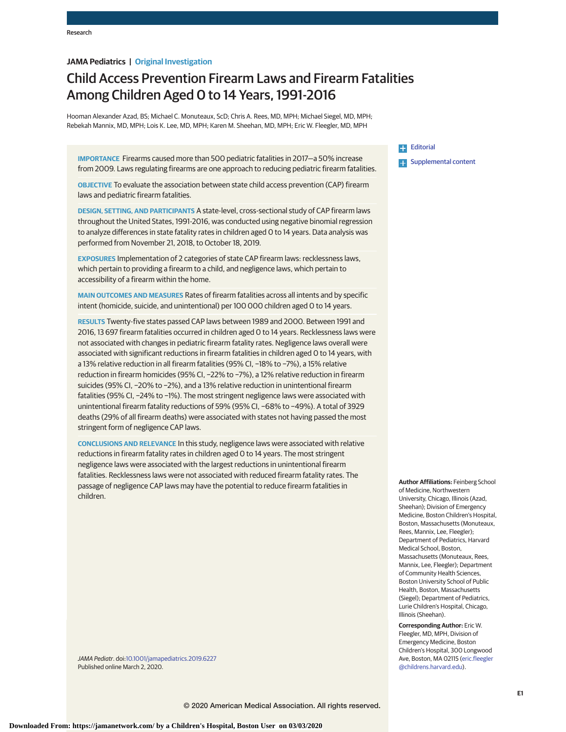JAMA Pediatrics | Original Investigation

# Child Access Prevention Firearm Laws and Firearm Fatalities Among Children Aged 0 to 14 Years, 1991-2016

Hooman Alexander Azad, BS; Michael C. Monuteaux, ScD; Chris A. Rees, MD, MPH; Michael Siegel, MD, MPH; Rebekah Mannix, MD, MPH; Lois K. Lee, MD, MPH; Karen M. Sheehan, MD, MPH; Eric W. Fleegler, MD, MPH

**IMPORTANCE** Firearms caused more than 500 pediatric fatalities in 2017—a 50% increase from 2009. Laws regulating firearms are one approach to reducing pediatric firearm fatalities.

**OBJECTIVE** To evaluate the association between state child access prevention (CAP) firearm laws and pediatric firearm fatalities.

**DESIGN, SETTING, AND PARTICIPANTS** A state-level, cross-sectional study of CAP firearm laws throughout the United States, 1991-2016, was conducted using negative binomial regression to analyze differences in state fatality rates in children aged 0 to 14 years. Data analysis was performed from November 21, 2018, to October 18, 2019.

**EXPOSURES** Implementation of 2 categories of state CAP firearm laws: recklessness laws, which pertain to providing a firearm to a child, and negligence laws, which pertain to accessibility of a firearm within the home.

**MAIN OUTCOMES AND MEASURES** Rates of firearm fatalities across all intents and by specific intent (homicide, suicide, and unintentional) per 100 000 children aged 0 to 14 years.

**RESULTS** Twenty-five states passed CAP laws between 1989 and 2000. Between 1991 and 2016, 13 697 firearm fatalities occurred in children aged 0 to 14 years. Recklessness laws were not associated with changes in pediatric firearm fatality rates. Negligence laws overall were associated with significant reductions in firearm fatalities in children aged 0 to 14 years, with a 13% relative reduction in all firearm fatalities (95% CI, −18% to −7%), a 15% relative reduction in firearm homicides (95% CI, −22% to −7%), a 12% relative reduction in firearm suicides (95% CI, −20% to −2%), and a 13% relative reduction in unintentional firearm fatalities (95% CI, −24% to −1%). The most stringent negligence laws were associated with unintentional firearm fatality reductions of 59% (95% CI, −68% to −49%). A total of 3929 deaths (29% of all firearm deaths) were associated with states not having passed the most stringent form of negligence CAP laws.

**CONCLUSIONS AND RELEVANCE** In this study, negligence laws were associated with relative reductions in firearm fatality rates in children aged 0 to 14 years. The most stringent negligence laws were associated with the largest reductions in unintentional firearm fatalities. Recklessness laws were not associated with reduced firearm fatality rates. The passage of negligence CAP laws may have the potential to reduce firearm fatalities in children.

*JAMA Pediatr*. doi:10.1001/jamapediatrics.2019.6227
Published online March 2, 2020.

Editorial

Supplemental content

**Author Affiliations:** Feinberg School of Medicine, Northwestern University, Chicago, Illinois (Azad, Sheehan); Division of Emergency Medicine, Boston Children's Hospital, Boston, Massachusetts (Monuteaux, Rees, Mannix, Lee, Fleegler); Department of Pediatrics, Harvard Medical School, Boston, Massachusetts (Monuteaux, Rees, Mannix, Lee, Fleegler); Department of Community Health Sciences, Boston University School of Public Health, Boston, Massachusetts (Siegel); Department of Pediatrics, Lurie Children's Hospital, Chicago, Illinois (Sheehan).

**Corresponding Author:** Eric W. Fleegler, MD, MPH, Division of Emergency Medicine, Boston Children's Hospital, 300 Longwood Ave, Boston, MA 02115 (eric.fleegler@childrens.harvard.edu).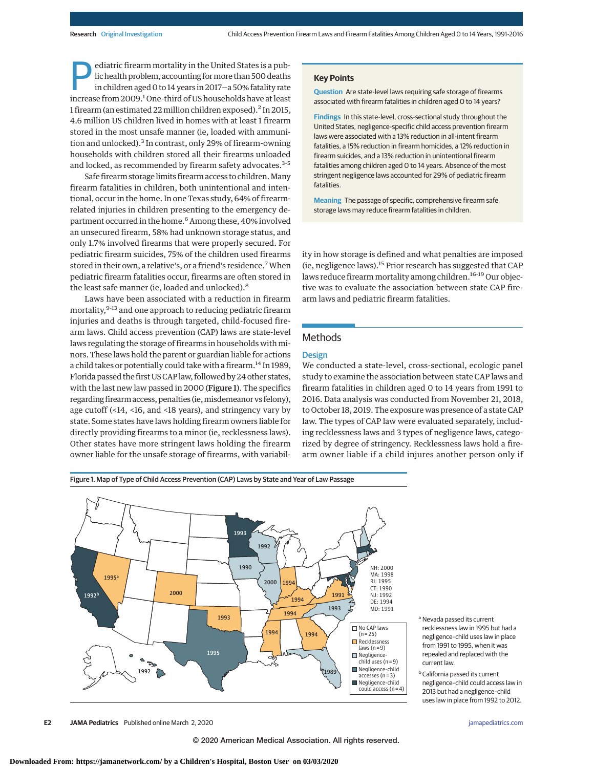Pediatric firearm mortality in the United States is a public health problem, accounting for more than 500 deaths in children aged 0 to 14 years in 2017—a 50% fatality rate increase from 2009.[1] One-third of US households have at least 1 firearm (an estimated 22 million children exposed).[2] In 2015, 4.6 million US children lived in homes with at least 1 firearm stored in the most unsafe manner (ie, loaded with ammunition and unlocked).[3] In contrast, only 29% of firearm-owning households with children stored all their firearms unloaded and locked, as recommended by firearm safety advocates.[3-5]

Safe firearm storage limits firearm access to children. Many firearm fatalities in children, both unintentional and intentional, occur in the home. In one Texas study, 64% of firearm-related injuries in children presenting to the emergency department occurred in the home.[6] Among these, 40% involved an unsecured firearm, 58% had unknown storage status, and only 1.7% involved firearms that were properly secured. For pediatric firearm suicides, 75% of the children used firearms stored in their own, a relative's, or a friend's residence.[7] When pediatric firearm fatalities occur, firearms are often stored in the least safe manner (ie, loaded and unlocked).[8]

Laws have been associated with a reduction in firearm mortality,[9-13] and one approach to reducing pediatric firearm injuries and deaths is through targeted, child-focused firearm laws. Child access prevention (CAP) laws are state-level laws regulating the storage of firearms in households with minors. These laws hold the parent or guardian liable for actions a child takes or potentially could take with a firearm.[14] In 1989, Florida passed the first US CAP law, followed by 24 other states, with the last new law passed in 2000 (Figure 1). The specifics regarding firearm access, penalties (ie, misdemeanor vs felony), age cutoff (<14, <16, and <18 years), and stringency vary by state. Some states have laws holding firearm owners liable for directly providing firearms to a minor (ie, recklessness laws). Other states have more stringent laws holding the firearm owner liable for the unsafe storage of firearms, with variability in how storage is defined and what penalties are imposed (ie, negligence laws).[15] Prior research has suggested that CAP laws reduce firearm mortality among children.[16-19] Our objective was to evaluate the association between state CAP firearm laws and pediatric firearm fatalities.

> **Key Points**
>
> **Question** Are state-level laws requiring safe storage of firearms associated with firearm fatalities in children aged 0 to 14 years?
>
> **Findings** In this state-level, cross-sectional study throughout the United States, negligence-specific child access prevention firearm laws were associated with a 13% reduction in all-intent firearm fatalities, a 15% reduction in firearm homicides, a 12% reduction in firearm suicides, and a 13% reduction in unintentional firearm fatalities among children aged 0 to 14 years. Absence of the most stringent negligence laws accounted for 29% of pediatric firearm fatalities.
>
> **Meaning** The passage of specific, comprehensive firearm safe storage laws may reduce firearm fatalities in children.

## Methods

### Design

We conducted a state-level, cross-sectional, ecologic panel study to examine the association between state CAP laws and firearm fatalities in children aged 0 to 14 years from 1991 to 2016. Data analysis was conducted from November 21, 2018, to October 18, 2019. The exposure was presence of a state CAP law. The types of CAP law were evaluated separately, including recklessness laws and 3 types of negligence laws, categorized by degree of stringency. Recklessness laws hold a firearm owner liable if a child injures another person only if

Figure 1. Map of Type of Child Access Prevention (CAP) Laws by State and Year of Law Passage

NH: 2000
MA: 1998
RI: 1995
CT: 1990
NJ: 1992
DE: 1994
MD: 1991

No CAP laws (n = 25)
Recklessness laws (n = 9)
Negligence-child uses (n = 9)
Negligence-child accesses (n = 3)
Negligence-child could access (n = 4)

[a] Nevada passed its current recklessness law in 1995 but had a negligence–child uses law in place from 1991 to 1995, when it was repealed and replaced with the current law.

[b] California passed its current negligence–child could access law in 2013 but had a negligence–child uses law in place from 1992 to 2012.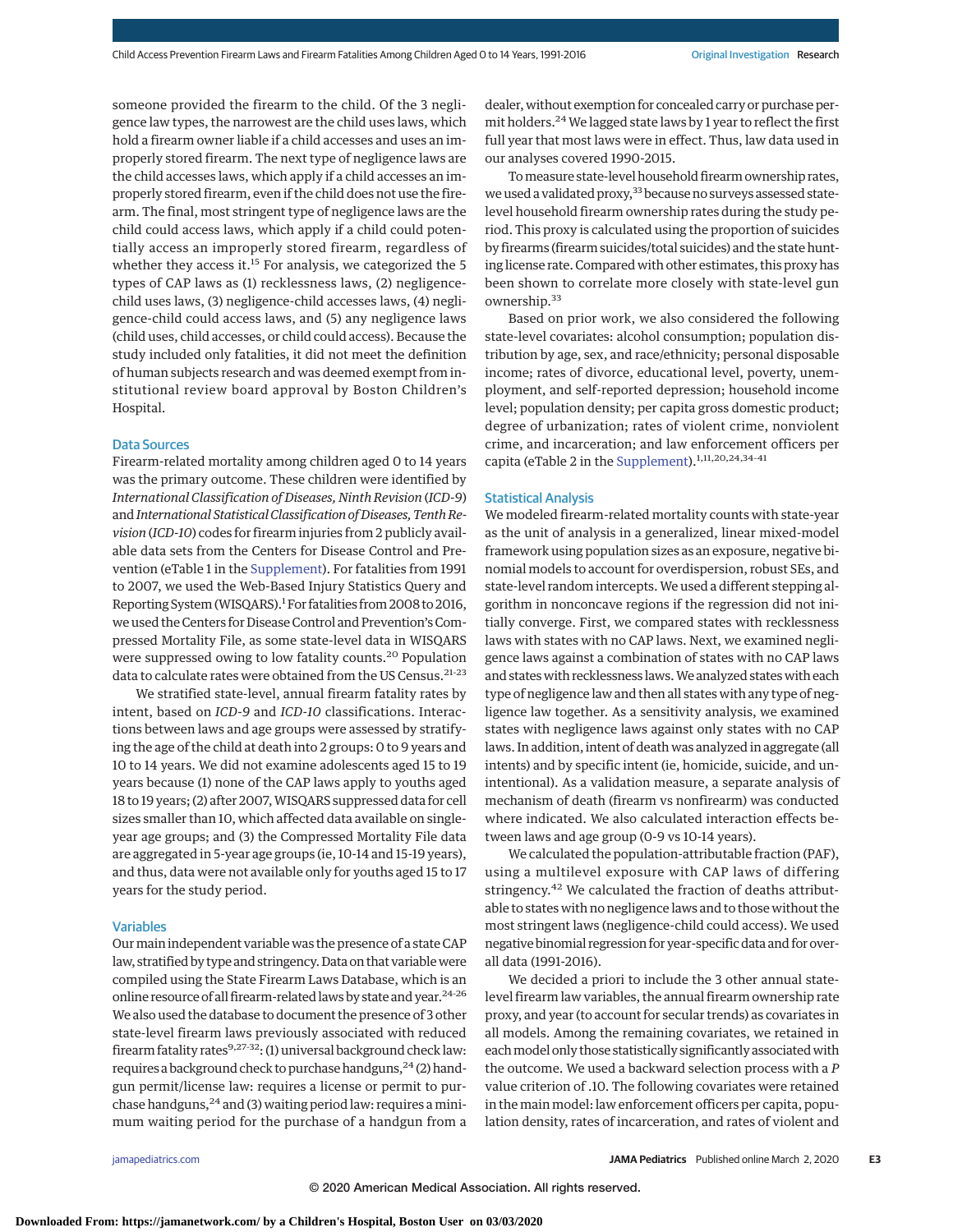someone provided the firearm to the child. Of the 3 negligence law types, the narrowest are the child uses laws, which hold a firearm owner liable if a child accesses and uses an improperly stored firearm. The next type of negligence laws are the child accesses laws, which apply if a child accesses an improperly stored firearm, even if the child does not use the firearm. The final, most stringent type of negligence laws are the child could access laws, which apply if a child could potentially access an improperly stored firearm, regardless of whether they access it.[15] For analysis, we categorized the 5 types of CAP laws as (1) recklessness laws, (2) negligence-child uses laws, (3) negligence-child accesses laws, (4) negligence-child could access laws, and (5) any negligence laws (child uses, child accesses, or child could access). Because the study included only fatalities, it did not meet the definition of human subjects research and was deemed exempt from institutional review board approval by Boston Children's Hospital.

## Data Sources

Firearm-related mortality among children aged 0 to 14 years was the primary outcome. These children were identified by *International Classification of Diseases, Ninth Revision* (*ICD-9*) and *International Statistical Classification of Diseases, Tenth Revision* (*ICD-10*) codes for firearm injuries from 2 publicly available data sets from the Centers for Disease Control and Prevention (eTable 1 in the Supplement). For fatalities from 1991 to 2007, we used the Web-Based Injury Statistics Query and Reporting System (WISQARS).[1] For fatalities from 2008 to 2016, we used the Centers for Disease Control and Prevention's Compressed Mortality File, as some state-level data in WISQARS were suppressed owing to low fatality counts.[20] Population data to calculate rates were obtained from the US Census.[21-23]

We stratified state-level, annual firearm fatality rates by intent, based on *ICD-9* and *ICD-10* classifications. Interactions between laws and age groups were assessed by stratifying the age of the child at death into 2 groups: 0 to 9 years and 10 to 14 years. We did not examine adolescents aged 15 to 19 years because (1) none of the CAP laws apply to youths aged 18 to 19 years; (2) after 2007, WISQARS suppressed data for cell sizes smaller than 10, which affected data available on single-year age groups; and (3) the Compressed Mortality File data are aggregated in 5-year age groups (ie, 10-14 and 15-19 years), and thus, data were not available only for youths aged 15 to 17 years for the study period.

## Variables

Our main independent variable was the presence of a state CAP law, stratified by type and stringency. Data on that variable were compiled using the State Firearm Laws Database, which is an online resource of all firearm-related laws by state and year.[24-26] We also used the database to document the presence of 3 other state-level firearm laws previously associated with reduced firearm fatality rates[9,27-32]: (1) universal background check law: requires a background check to purchase handguns,[24] (2) handgun permit/license law: requires a license or permit to purchase handguns,[24] and (3) waiting period law: requires a minimum waiting period for the purchase of a handgun from a dealer, without exemption for concealed carry or purchase permit holders.[24] We lagged state laws by 1 year to reflect the first full year that most laws were in effect. Thus, law data used in our analyses covered 1990-2015.

To measure state-level household firearm ownership rates, we used a validated proxy,[33] because no surveys assessed state-level household firearm ownership rates during the study period. This proxy is calculated using the proportion of suicides by firearms (firearm suicides/total suicides) and the state hunting license rate. Compared with other estimates, this proxy has been shown to correlate more closely with state-level gun ownership.[33]

Based on prior work, we also considered the following state-level covariates: alcohol consumption; population distribution by age, sex, and race/ethnicity; personal disposable income; rates of divorce, educational level, poverty, unemployment, and self-reported depression; household income level; population density; per capita gross domestic product; degree of urbanization; rates of violent crime, nonviolent crime, and incarceration; and law enforcement officers per capita (eTable 2 in the Supplement).[1,11,20,24,34-41]

## Statistical Analysis

We modeled firearm-related mortality counts with state-year as the unit of analysis in a generalized, linear mixed-model framework using population sizes as an exposure, negative binomial models to account for overdispersion, robust SEs, and state-level random intercepts. We used a different stepping algorithm in nonconcave regions if the regression did not initially converge. First, we compared states with recklessness laws with states with no CAP laws. Next, we examined negligence laws against a combination of states with no CAP laws and states with recklessness laws. We analyzed states with each type of negligence law and then all states with any type of negligence law together. As a sensitivity analysis, we examined states with negligence laws against only states with no CAP laws. In addition, intent of death was analyzed in aggregate (all intents) and by specific intent (ie, homicide, suicide, and unintentional). As a validation measure, a separate analysis of mechanism of death (firearm vs nonfirearm) was conducted where indicated. We also calculated interaction effects between laws and age group (0-9 vs 10-14 years).

We calculated the population-attributable fraction (PAF), using a multilevel exposure with CAP laws of differing stringency.[42] We calculated the fraction of deaths attributable to states with no negligence laws and to those without the most stringent laws (negligence-child could access). We used negative binomial regression for year-specific data and for overall data (1991-2016).

We decided a priori to include the 3 other annual state-level firearm law variables, the annual firearm ownership rate proxy, and year (to account for secular trends) as covariates in all models. Among the remaining covariates, we retained in each model only those statistically significantly associated with the outcome. We used a backward selection process with a *P* value criterion of .10. The following covariates were retained in the main model: law enforcement officers per capita, population density, rates of incarceration, and rates of violent and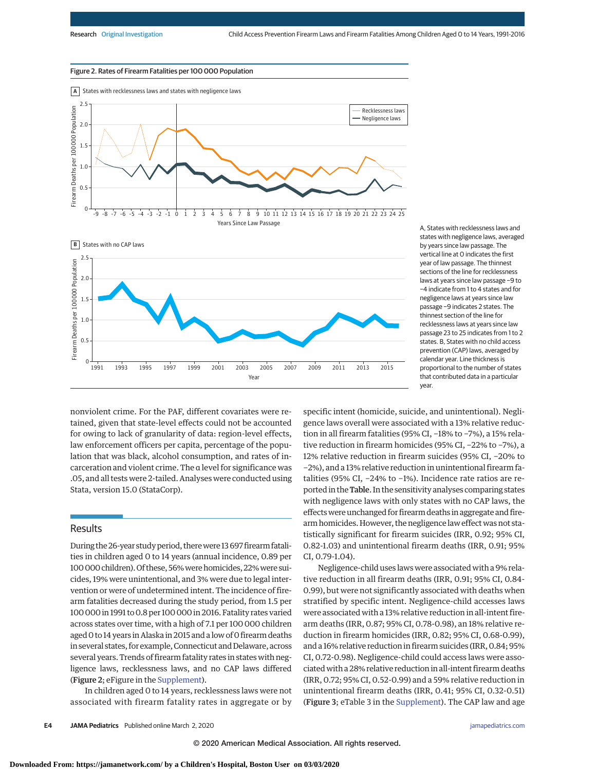Figure 2. Rates of Firearm Fatalities per 100 000 Population

A, States with recklessness laws and states with negligence laws, averaged by years since law passage. The vertical line at 0 indicates the first year of law passage. The thinnest sections of the line for recklessness laws at years since law passage −9 to −4 indicate from 1 to 4 states and for negligence laws at years since law passage −9 indicates 2 states. The thinnest section of the line for recklessness laws at years since law passage 23 to 25 indicates from 1 to 2 states. B, States with no child access prevention (CAP) laws, averaged by calendar year. Line thickness is proportional to the number of states that contributed data in a particular year.

nonviolent crime. For the PAF, different covariates were retained, given that state-level effects could not be accounted for owing to lack of granularity of data: region-level effects, law enforcement officers per capita, percentage of the population that was black, alcohol consumption, and rates of incarceration and violent crime. The α level for significance was .05, and all tests were 2-tailed. Analyses were conducted using Stata, version 15.0 (StataCorp).

## Results

During the 26-year study period, there were 13 697 firearm fatalities in children aged 0 to 14 years (annual incidence, 0.89 per 100 000 children). Of these, 56% were homicides, 22% were suicides, 19% were unintentional, and 3% were due to legal intervention or were of undetermined intent. The incidence of firearm fatalities decreased during the study period, from 1.5 per 100 000 in 1991 to 0.8 per 100 000 in 2016. Fatality rates varied across states over time, with a high of 7.1 per 100 000 children aged 0 to 14 years in Alaska in 2015 and a low of 0 firearm deaths in several states, for example, Connecticut and Delaware, across several years. Trends of firearm fatality rates in states with negligence laws, recklessness laws, and no CAP laws differed (Figure 2; eFigure in the Supplement).

In children aged 0 to 14 years, recklessness laws were not associated with firearm fatality rates in aggregate or by specific intent (homicide, suicide, and unintentional). Negligence laws overall were associated with a 13% relative reduction in all firearm fatalities (95% CI, −18% to −7%), a 15% relative reduction in firearm homicides (95% CI, −22% to −7%), a 12% relative reduction in firearm suicides (95% CI, −20% to −2%), and a 13% relative reduction in unintentional firearm fatalities (95% CI, −24% to −1%). Incidence rate ratios are reported in the **Table**. In the sensitivity analyses comparing states with negligence laws with only states with no CAP laws, the effects were unchanged for firearm deaths in aggregate and firearm homicides. However, the negligence law effect was not statistically significant for firearm suicides (IRR, 0.92; 95% CI, 0.82-1.03) and unintentional firearm deaths (IRR, 0.91; 95% CI, 0.79-1.04).

Negligence-child uses laws were associated with a 9% relative reduction in all firearm deaths (IRR, 0.91; 95% CI, 0.84-0.99), but were not significantly associated with deaths when stratified by specific intent. Negligence-child accesses laws were associated with a 13% relative reduction in all-intent firearm deaths (IRR, 0.87; 95% CI, 0.78-0.98), an 18% relative reduction in firearm homicides (IRR, 0.82; 95% CI, 0.68-0.99), and a 16% relative reduction in firearm suicides (IRR, 0.84; 95% CI, 0.72-0.98). Negligence-child could access laws were associated with a 28% relative reduction in all-intent firearm deaths (IRR, 0.72; 95% CI, 0.52-0.99) and a 59% relative reduction in unintentional firearm deaths (IRR, 0.41; 95% CI, 0.32-0.51) (**Figure 3**; eTable 3 in the Supplement). The CAP law and age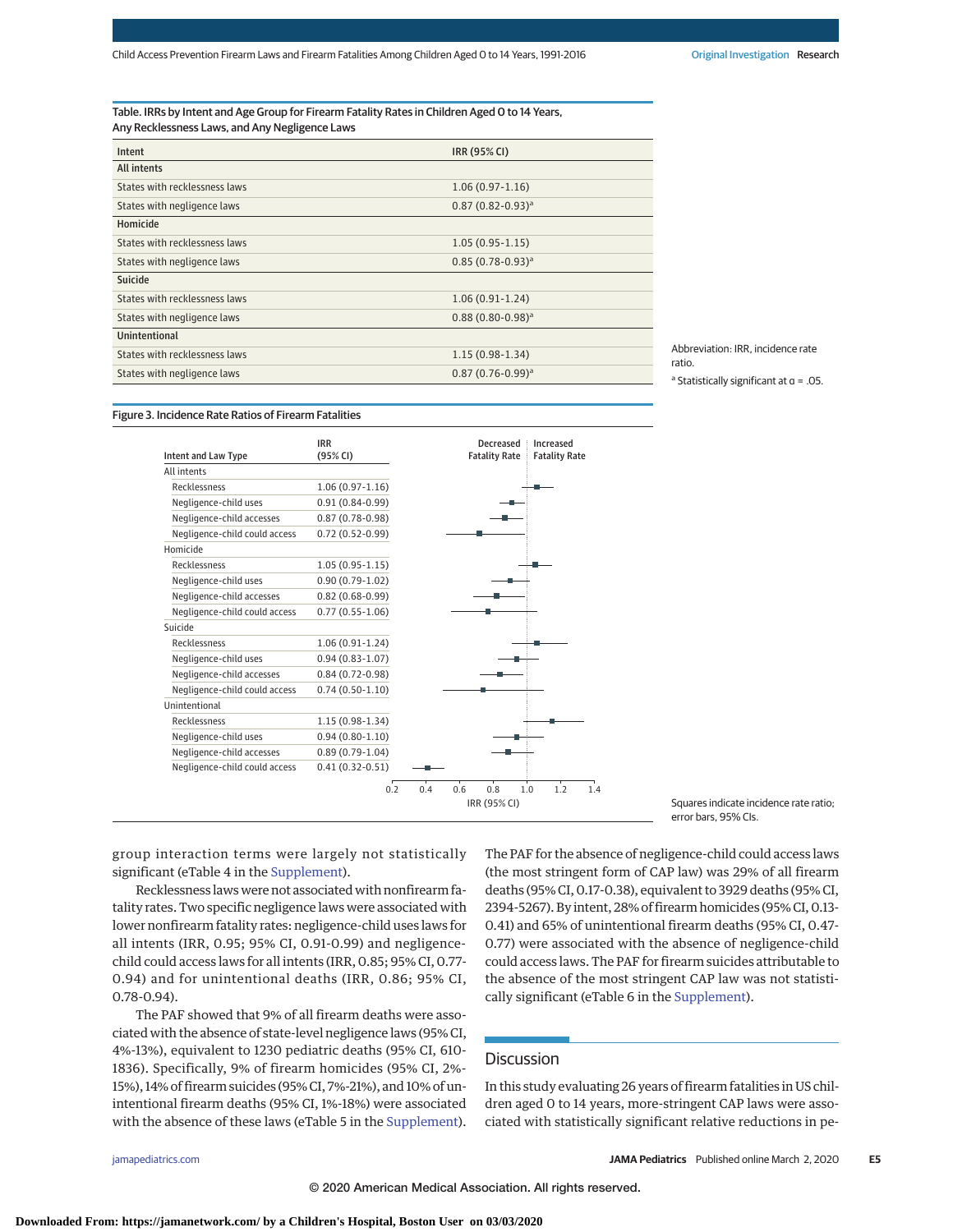Table. IRRs by Intent and Age Group for Firearm Fatality Rates in Children Aged 0 to 14 Years, Any Recklessness Laws, and Any Negligence Laws

| Intent | IRR (95% CI) |
|---|---|
| **All intents** | |
| States with recklessness laws | 1.06 (0.97-1.16) |
| States with negligence laws | 0.87 (0.82-0.93)[a] |
| **Homicide** | |
| States with recklessness laws | 1.05 (0.95-1.15) |
| States with negligence laws | 0.85 (0.78-0.93)[a] |
| **Suicide** | |
| States with recklessness laws | 1.06 (0.91-1.24) |
| States with negligence laws | 0.88 (0.80-0.98)[a] |
| **Unintentional** | |
| States with recklessness laws | 1.15 (0.98-1.34) |
| States with negligence laws | 0.87 (0.76-0.99)[a] |

Abbreviation: IRR, incidence rate ratio.

[a] Statistically significant at α = .05.

Figure 3. Incidence Rate Ratios of Firearm Fatalities

| Intent and Law Type | IRR (95% CI) |
|---|---|
| All intents | |
| Recklessness | 1.06 (0.97-1.16) |
| Negligence-child uses | 0.91 (0.84-0.99) |
| Negligence-child accesses | 0.87 (0.78-0.98) |
| Negligence-child could access | 0.72 (0.52-0.99) |
| Homicide | |
| Recklessness | 1.05 (0.95-1.15) |
| Negligence-child uses | 0.90 (0.79-1.02) |
| Negligence-child accesses | 0.82 (0.68-0.99) |
| Negligence-child could access | 0.77 (0.55-1.06) |
| Suicide | |
| Recklessness | 1.06 (0.91-1.24) |
| Negligence-child uses | 0.94 (0.83-1.07) |
| Negligence-child accesses | 0.84 (0.72-0.98) |
| Negligence-child could access | 0.74 (0.50-1.10) |
| Unintentional | |
| Recklessness | 1.15 (0.98-1.34) |
| Negligence-child uses | 0.94 (0.80-1.10) |
| Negligence-child accesses | 0.89 (0.79-1.04) |
| Negligence-child could access | 0.41 (0.32-0.51) |

Squares indicate incidence rate ratio; error bars, 95% CIs.

group interaction terms were largely not statistically significant (eTable 4 in the Supplement).

Recklessness laws were not associated with nonfirearm fatality rates. Two specific negligence laws were associated with lower nonfirearm fatality rates: negligence-child uses laws for all intents (IRR, 0.95; 95% CI, 0.91-0.99) and negligence-child could access laws for all intents (IRR, 0.85; 95% CI, 0.77-0.94) and for unintentional deaths (IRR, 0.86; 95% CI, 0.78-0.94).

The PAF showed that 9% of all firearm deaths were associated with the absence of state-level negligence laws (95% CI, 4%-13%), equivalent to 1230 pediatric deaths (95% CI, 610-1836). Specifically, 9% of firearm homicides (95% CI, 2%-15%), 14% of firearm suicides (95% CI, 7%-21%), and 10% of unintentional firearm deaths (95% CI, 1%-18%) were associated with the absence of these laws (eTable 5 in the Supplement).

The PAF for the absence of negligence-child could access laws (the most stringent form of CAP law) was 29% of all firearm deaths (95% CI, 0.17-0.38), equivalent to 3929 deaths (95% CI, 2394-5267). By intent, 28% of firearm homicides (95% CI, 0.13-0.41) and 65% of unintentional firearm deaths (95% CI, 0.47-0.77) were associated with the absence of negligence-child could access laws. The PAF for firearm suicides attributable to the absence of the most stringent CAP law was not statistically significant (eTable 6 in the Supplement).

## Discussion

In this study evaluating 26 years of firearm fatalities in US children aged 0 to 14 years, more-stringent CAP laws were associated with statistically significant relative reductions in pe-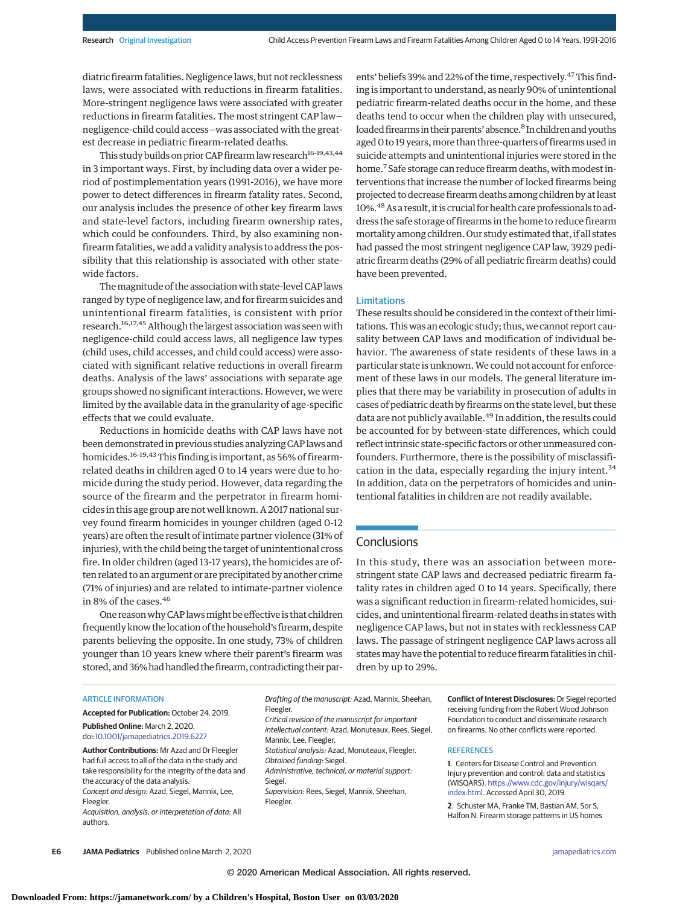diatric firearm fatalities. Negligence laws, but not recklessness laws, were associated with reductions in firearm fatalities. More-stringent negligence laws were associated with greater reductions in firearm fatalities. The most stringent CAP law—negligence-child could access—was associated with the greatest decrease in pediatric firearm-related deaths.

This study builds on prior CAP firearm law research[16-19,43,44] in 3 important ways. First, by including data over a wider period of postimplementation years (1991-2016), we have more power to detect differences in firearm fatality rates. Second, our analysis includes the presence of other key firearm laws and state-level factors, including firearm ownership rates, which could be confounders. Third, by also examining nonfirearm fatalities, we add a validity analysis to address the possibility that this relationship is associated with other statewide factors.

The magnitude of the association with state-level CAP laws ranged by type of negligence law, and for firearm suicides and unintentional firearm fatalities, is consistent with prior research.[16,17,45] Although the largest association was seen with negligence-child could access laws, all negligence law types (child uses, child accesses, and child could access) were associated with significant relative reductions in overall firearm deaths. Analysis of the laws' associations with separate age groups showed no significant interactions. However, we were limited by the available data in the granularity of age-specific effects that we could evaluate.

Reductions in homicide deaths with CAP laws have not been demonstrated in previous studies analyzing CAP laws and homicides.[16-19,43] This finding is important, as 56% of firearm-related deaths in children aged 0 to 14 years were due to homicide during the study period. However, data regarding the source of the firearm and the perpetrator in firearm homicides in this age group are not well known. A 2017 national survey found firearm homicides in younger children (aged 0-12 years) are often the result of intimate partner violence (31% of injuries), with the child being the target of unintentional cross fire. In older children (aged 13-17 years), the homicides are often related to an argument or are precipitated by another crime (71% of injuries) and are related to intimate-partner violence in 8% of the cases.[46]

One reason why CAP laws might be effective is that children frequently know the location of the household's firearm, despite parents believing the opposite. In one study, 73% of children younger than 10 years knew where their parent's firearm was stored, and 36% had handled the firearm, contradicting their parents' beliefs 39% and 22% of the time, respectively.[47] This finding is important to understand, as nearly 90% of unintentional pediatric firearm-related deaths occur in the home, and these deaths tend to occur when the children play with unsecured, loaded firearms in their parents' absence.[8] In children and youths aged 0 to 19 years, more than three-quarters of firearms used in suicide attempts and unintentional injuries were stored in the home.[7] Safe storage can reduce firearm deaths, with modest interventions that increase the number of locked firearms being projected to decrease firearm deaths among children by at least 10%.[48] As a result, it is crucial for health care professionals to address the safe storage of firearms in the home to reduce firearm mortality among children. Our study estimated that, if all states had passed the most stringent negligence CAP law, 3929 pediatric firearm deaths (29% of all pediatric firearm deaths) could have been prevented.

### Limitations

These results should be considered in the context of their limitations. This was an ecologic study; thus, we cannot report causality between CAP laws and modification of individual behavior. The awareness of state residents of these laws in a particular state is unknown. We could not account for enforcement of these laws in our models. The general literature implies that there may be variability in prosecution of adults in cases of pediatric death by firearms on the state level, but these data are not publicly available.[49] In addition, the results could be accounted for by between-state differences, which could reflect intrinsic state-specific factors or other unmeasured confounders. Furthermore, there is the possibility of misclassification in the data, especially regarding the injury intent.[34] In addition, data on the perpetrators of homicides and unintentional fatalities in children are not readily available.

## Conclusions

In this study, there was an association between more-stringent state CAP laws and decreased pediatric firearm fatality rates in children aged 0 to 14 years. Specifically, there was a significant reduction in firearm-related homicides, suicides, and unintentional firearm-related deaths in states with negligence CAP laws, but not in states with recklessness CAP laws. The passage of stringent negligence CAP laws across all states may have the potential to reduce firearm fatalities in children by up to 29%.

ARTICLE INFORMATION

**Accepted for Publication:** October 24, 2019.

**Published Online:** March 2, 2020. doi:10.1001/jamapediatrics.2019.6227

**Author Contributions:** Mr Azad and Dr Fleegler had full access to all of the data in the study and take responsibility for the integrity of the data and the accuracy of the data analysis.
*Concept and design:* Azad, Siegel, Mannix, Lee, Fleegler.
*Acquisition, analysis, or interpretation of data:* All authors.
*Drafting of the manuscript:* Azad, Mannix, Sheehan, Fleegler.
*Critical revision of the manuscript for important intellectual content:* Azad, Monuteaux, Rees, Siegel, Mannix, Lee, Fleegler.
*Statistical analysis:* Azad, Monuteaux, Fleegler.
*Obtained funding:* Siegel.
*Administrative, technical, or material support:* Siegel.
*Supervision:* Rees, Siegel, Mannix, Sheehan, Fleegler.

**Conflict of Interest Disclosures:** Dr Siegel reported receiving funding from the Robert Wood Johnson Foundation to conduct and disseminate research on firearms. No other conflicts were reported.

REFERENCES

1. Centers for Disease Control and Prevention. Injury prevention and control: data and statistics (WISQARS). https://www.cdc.gov/injury/wisqars/index.html. Accessed April 30, 2019.

2. Schuster MA, Franke TM, Bastian AM, Sor S, Halfon N. Firearm storage patterns in US homes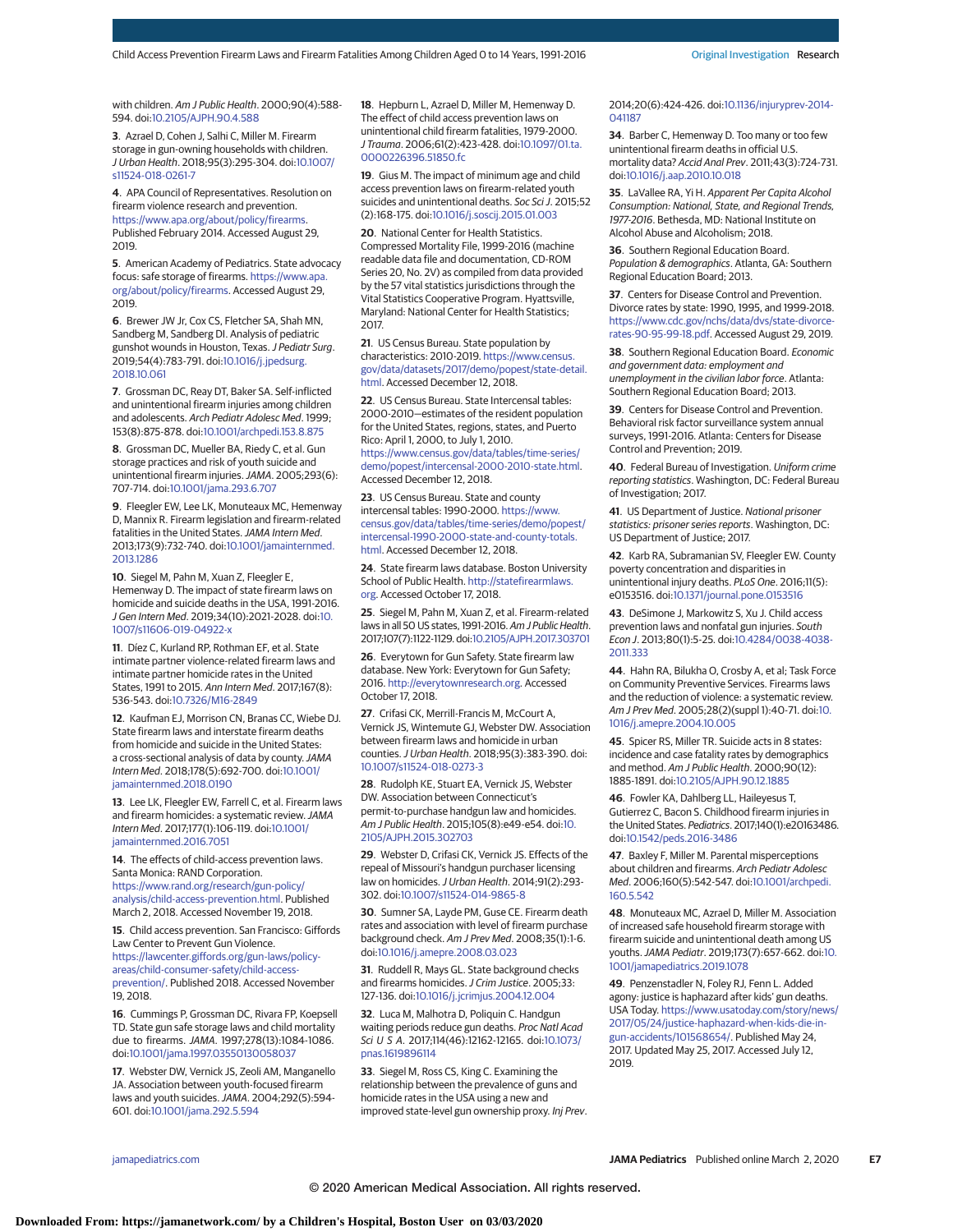with children. *Am J Public Health*. 2000;90(4):588-594. doi:10.2105/AJPH.90.4.588

3. Azrael D, Cohen J, Salhi C, Miller M. Firearm storage in gun-owning households with children. *J Urban Health*. 2018;95(3):295-304. doi:10.1007/s11524-018-0261-7

4. APA Council of Representatives. Resolution on firearm violence research and prevention. https://www.apa.org/about/policy/firearms. Published February 2014. Accessed August 29, 2019.

5. American Academy of Pediatrics. State advocacy focus: safe storage of firearms. https://www.apa.org/about/policy/firearms. Accessed August 29, 2019.

6. Brewer JW Jr, Cox CS, Fletcher SA, Shah MN, Sandberg M, Sandberg DI. Analysis of pediatric gunshot wounds in Houston, Texas. *J Pediatr Surg*. 2019;54(4):783-791. doi:10.1016/j.jpedsurg.2018.10.061

7. Grossman DC, Reay DT, Baker SA. Self-inflicted and unintentional firearm injuries among children and adolescents. *Arch Pediatr Adolesc Med*. 1999;153(8):875-878. doi:10.1001/archpedi.153.8.875

8. Grossman DC, Mueller BA, Riedy C, et al. Gun storage practices and risk of youth suicide and unintentional firearm injuries. *JAMA*. 2005;293(6):707-714. doi:10.1001/jama.293.6.707

9. Fleegler EW, Lee LK, Monuteaux MC, Hemenway D, Mannix R. Firearm legislation and firearm-related fatalities in the United States. *JAMA Intern Med*. 2013;173(9):732-740. doi:10.1001/jamainternmed.2013.1286

10. Siegel M, Pahn M, Xuan Z, Fleegler E, Hemenway D. The impact of state firearm laws on homicide and suicide deaths in the USA, 1991-2016. *J Gen Intern Med*. 2019;34(10):2021-2028. doi:10.1007/s11606-019-04922-x

11. Díez C, Kurland RP, Rothman EF, et al. State intimate partner violence-related firearm laws and intimate partner homicide rates in the United States, 1991 to 2015. *Ann Intern Med*. 2017;167(8):536-543. doi:10.7326/M16-2849

12. Kaufman EJ, Morrison CN, Branas CC, Wiebe DJ. State firearm laws and interstate firearm deaths from homicide and suicide in the United States: a cross-sectional analysis of data by county. *JAMA Intern Med*. 2018;178(5):692-700. doi:10.1001/jamainternmed.2018.0190

13. Lee LK, Fleegler EW, Farrell C, et al. Firearm laws and firearm homicides: a systematic review. *JAMA Intern Med*. 2017;177(1):106-119. doi:10.1001/jamainternmed.2016.7051

14. The effects of child-access prevention laws. Santa Monica: RAND Corporation. https://www.rand.org/research/gun-policy/analysis/child-access-prevention.html. Published March 2, 2018. Accessed November 19, 2018.

15. Child access prevention. San Francisco: Giffords Law Center to Prevent Gun Violence. https://lawcenter.giffords.org/gun-laws/policy-areas/child-consumer-safety/child-access-prevention/. Published 2018. Accessed November 19, 2018.

16. Cummings P, Grossman DC, Rivara FP, Koepsell TD. State gun safe storage laws and child mortality due to firearms. *JAMA*. 1997;278(13):1084-1086. doi:10.1001/jama.1997.03550130058037

17. Webster DW, Vernick JS, Zeoli AM, Manganello JA. Association between youth-focused firearm laws and youth suicides. *JAMA*. 2004;292(5):594-601. doi:10.1001/jama.292.5.594

18. Hepburn L, Azrael D, Miller M, Hemenway D. The effect of child access prevention laws on unintentional child firearm fatalities, 1979-2000. *J Trauma*. 2006;61(2):423-428. doi:10.1097/01.ta.0000226396.51850.fc

19. Gius M. The impact of minimum age and child access prevention laws on firearm-related youth suicides and unintentional deaths. *Soc Sci J*. 2015;52(2):168-175. doi:10.1016/j.soscij.2015.01.003

20. National Center for Health Statistics. Compressed Mortality File, 1999-2016 (machine readable data file and documentation, CD-ROM Series 20, No. 2V) as compiled from data provided by the 57 vital statistics jurisdictions through the Vital Statistics Cooperative Program. Hyattsville, Maryland: National Center for Health Statistics; 2017.

21. US Census Bureau. State population by characteristics: 2010-2019. https://www.census.gov/data/datasets/2017/demo/popest/state-detail.html. Accessed December 12, 2018.

22. US Census Bureau. State Intercensal tables: 2000-2010—estimates of the resident population for the United States, regions, states, and Puerto Rico: April 1, 2000, to July 1, 2010. https://www.census.gov/data/tables/time-series/demo/popest/intercensal-2000-2010-state.html. Accessed December 12, 2018.

23. US Census Bureau. State and county intercensal tables: 1990-2000. https://www.census.gov/data/tables/time-series/demo/popest/intercensal-1990-2000-state-and-county-totals.html. Accessed December 12, 2018.

24. State firearm laws database. Boston University School of Public Health. http://statefirearmlaws.org. Accessed October 17, 2018.

25. Siegel M, Pahn M, Xuan Z, et al. Firearm-related laws in all 50 US states, 1991-2016. *Am J Public Health*. 2017;107(7):1122-1129. doi:10.2105/AJPH.2017.303701

26. Everytown for Gun Safety. State firearm law database. New York: Everytown for Gun Safety; 2016. http://everytownresearch.org. Accessed October 17, 2018.

27. Crifasi CK, Merrill-Francis M, McCourt A, Vernick JS, Wintemute GJ, Webster DW. Association between firearm laws and homicide in urban counties. *J Urban Health*. 2018;95(3):383-390. doi:10.1007/s11524-018-0273-3

28. Rudolph KE, Stuart EA, Vernick JS, Webster DW. Association between Connecticut's permit-to-purchase handgun law and homicides. *Am J Public Health*. 2015;105(8):e49-e54. doi:10.2105/AJPH.2015.302703

29. Webster D, Crifasi CK, Vernick JS. Effects of the repeal of Missouri's handgun purchaser licensing law on homicides. *J Urban Health*. 2014;91(2):293-302. doi:10.1007/s11524-014-9865-8

30. Sumner SA, Layde PM, Guse CE. Firearm death rates and association with level of firearm purchase background check. *Am J Prev Med*. 2008;35(1):1-6. doi:10.1016/j.amepre.2008.03.023

31. Ruddell R, Mays GL. State background checks and firearms homicides. *J Crim Justice*. 2005;33:127-136. doi:10.1016/j.jcrimjus.2004.12.004

32. Luca M, Malhotra D, Poliquin C. Handgun waiting periods reduce gun deaths. *Proc Natl Acad Sci U S A*. 2017;114(46):12162-12165. doi:10.1073/pnas.1619896114

33. Siegel M, Ross CS, King C. Examining the relationship between the prevalence of guns and homicide rates in the USA using a new and improved state-level gun ownership proxy. *Inj Prev*. 2014;20(6):424-426. doi:10.1136/injuryprev-2014-041187

34. Barber C, Hemenway D. Too many or too few unintentional firearm deaths in official U.S. mortality data? *Accid Anal Prev*. 2011;43(3):724-731. doi:10.1016/j.aap.2010.10.018

35. LaVallee RA, Yi H. *Apparent Per Capita Alcohol Consumption: National, State, and Regional Trends, 1977-2016*. Bethesda, MD: National Institute on Alcohol Abuse and Alcoholism; 2018.

36. Southern Regional Education Board. *Population & demographics*. Atlanta, GA: Southern Regional Education Board; 2013.

37. Centers for Disease Control and Prevention. Divorce rates by state: 1990, 1995, and 1999-2018. https://www.cdc.gov/nchs/data/dvs/state-divorce-rates-90-95-99-18.pdf. Accessed August 29, 2019.

38. Southern Regional Education Board. *Economic and government data: employment and unemployment in the civilian labor force*. Atlanta: Southern Regional Education Board; 2013.

39. Centers for Disease Control and Prevention. Behavioral risk factor surveillance system annual surveys, 1991-2016. Atlanta: Centers for Disease Control and Prevention; 2019.

40. Federal Bureau of Investigation. *Uniform crime reporting statistics*. Washington, DC: Federal Bureau of Investigation; 2017.

41. US Department of Justice. *National prisoner statistics: prisoner series reports*. Washington, DC: US Department of Justice; 2017.

42. Karb RA, Subramanian SV, Fleegler EW. County poverty concentration and disparities in unintentional injury deaths. *PLoS One*. 2016;11(5):e0153516. doi:10.1371/journal.pone.0153516

43. DeSimone J, Markowitz S, Xu J. Child access prevention laws and nonfatal gun injuries. *South Econ J*. 2013;80(1):5-25. doi:10.4284/0038-4038-2011.333

44. Hahn RA, Bilukha O, Crosby A, et al; Task Force on Community Preventive Services. Firearms laws and the reduction of violence: a systematic review. *Am J Prev Med*. 2005;28(2)(suppl 1):40-71. doi:10.1016/j.amepre.2004.10.005

45. Spicer RS, Miller TR. Suicide acts in 8 states: incidence and case fatality rates by demographics and method. *Am J Public Health*. 2000;90(12):1885-1891. doi:10.2105/AJPH.90.12.1885

46. Fowler KA, Dahlberg LL, Haileyesus T, Gutierrez C, Bacon S. Childhood firearm injuries in the United States. *Pediatrics*. 2017;140(1):e20163486. doi:10.1542/peds.2016-3486

47. Baxley F, Miller M. Parental misperceptions about children and firearms. *Arch Pediatr Adolesc Med*. 2006;160(5):542-547. doi:10.1001/archpedi.160.5.542

48. Monuteaux MC, Azrael D, Miller M. Association of increased safe household firearm storage with firearm suicide and unintentional death among US youths. *JAMA Pediatr*. 2019;173(7):657-662. doi:10.1001/jamapediatrics.2019.1078

49. Penzenstadler N, Foley RJ, Fenn L. Added agony: justice is haphazard after kids' gun deaths. USA Today. https://www.usatoday.com/story/news/2017/05/24/justice-haphazard-when-kids-die-in-gun-accidents/101568654/. Published May 24, 2017. Updated May 25, 2017. Accessed July 12, 2019.